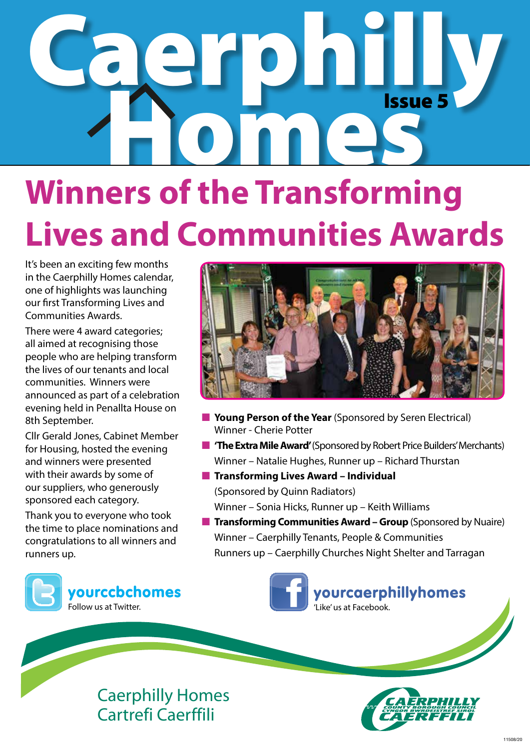# Caerphilly Homes

Issue 5

## Winners of the Transforming Lives and Communities Awards

It's been an exciting few months in the Caerphilly Homes calendar, one of highlights was launching our first Transforming Lives and Communities Awards.

There were 4 award categories; all aimed at recognising those people who are helping transform the lives of our tenants and local communities. Winners were announced as part of a celebration evening held in Penallta House on 8th September.

Cllr Gerald Jones, Cabinet Member for Housing, hosted the evening and winners were presented with their awards by some of our suppliers, who generously sponsored each category.

Thank you to everyone who took the time to place nominations and congratulations to all winners and runners up.

- **Young Person of the Year** (Sponsored by Seren Electrical)
  Winner - Cherie Potter
- **'The Extra Mile Award'** (Sponsored by Robert Price Builders' Merchants)
  Winner – Natalie Hughes, Runner up – Richard Thurstan
- **Transforming Lives Award – Individual**
  (Sponsored by Quinn Radiators)
  Winner – Sonia Hicks, Runner up – Keith Williams
- **Transforming Communities Award – Group** (Sponsored by Nuaire)
  Winner – Caerphilly Tenants, People & Communities
  Runners up – Caerphilly Churches Night Shelter and Tarragan

**yourccbchomes**
Follow us at Twitter.

**yourcaerphillyhomes**
'Like' us at Facebook.

Caerphilly Homes
Cartrefi Caerffili

CAERPHILLY COUNTY BOROUGH COUNCIL
CYNGOR BWRDEISTREF SIROL CAERFFILI

11508/20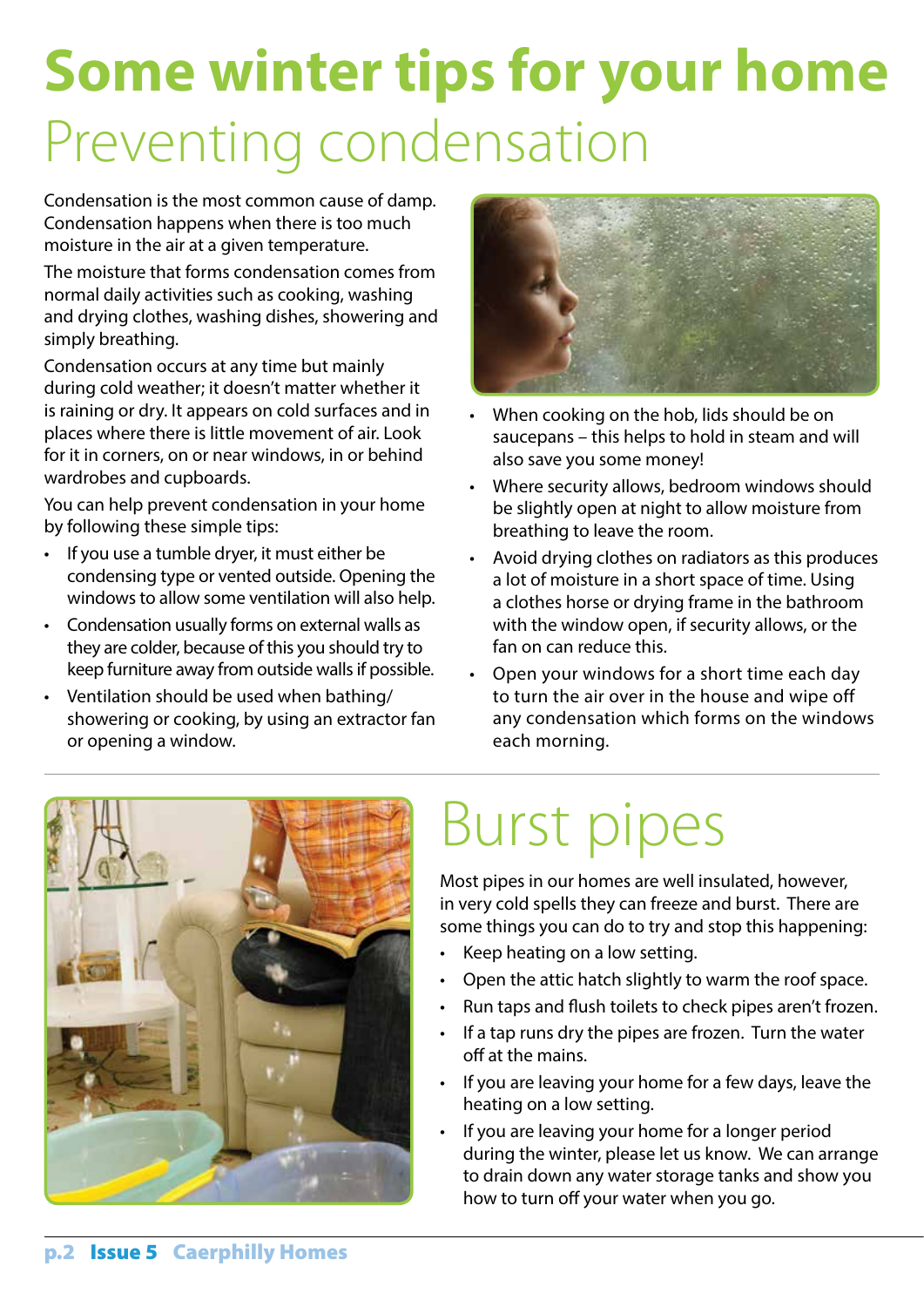# Some winter tips for your home

## Preventing condensation

Condensation is the most common cause of damp. Condensation happens when there is too much moisture in the air at a given temperature.

The moisture that forms condensation comes from normal daily activities such as cooking, washing and drying clothes, washing dishes, showering and simply breathing.

Condensation occurs at any time but mainly during cold weather; it doesn't matter whether it is raining or dry. It appears on cold surfaces and in places where there is little movement of air. Look for it in corners, on or near windows, in or behind wardrobes and cupboards.

You can help prevent condensation in your home by following these simple tips:

- If you use a tumble dryer, it must either be condensing type or vented outside. Opening the windows to allow some ventilation will also help.
- Condensation usually forms on external walls as they are colder, because of this you should try to keep furniture away from outside walls if possible.
- Ventilation should be used when bathing/ showering or cooking, by using an extractor fan or opening a window.
- When cooking on the hob, lids should be on saucepans – this helps to hold in steam and will also save you some money!
- Where security allows, bedroom windows should be slightly open at night to allow moisture from breathing to leave the room.
- Avoid drying clothes on radiators as this produces a lot of moisture in a short space of time. Using a clothes horse or drying frame in the bathroom with the window open, if security allows, or the fan on can reduce this.
- Open your windows for a short time each day to turn the air over in the house and wipe off any condensation which forms on the windows each morning.

## Burst pipes

Most pipes in our homes are well insulated, however, in very cold spells they can freeze and burst. There are some things you can do to try and stop this happening:

- Keep heating on a low setting.
- Open the attic hatch slightly to warm the roof space.
- Run taps and flush toilets to check pipes aren't frozen.
- If a tap runs dry the pipes are frozen. Turn the water off at the mains.
- If you are leaving your home for a few days, leave the heating on a low setting.
- If you are leaving your home for a longer period during the winter, please let us know. We can arrange to drain down any water storage tanks and show you how to turn off your water when you go.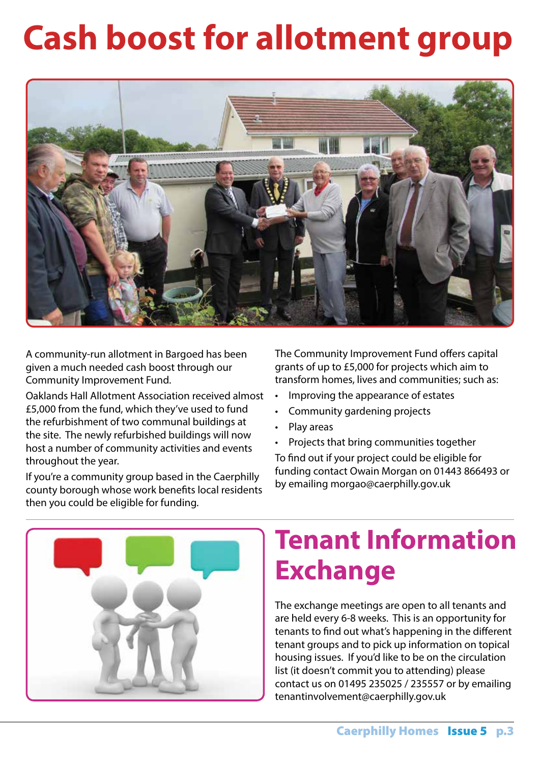# Cash boost for allotment group

A community-run allotment in Bargoed has been given a much needed cash boost through our Community Improvement Fund.

Oaklands Hall Allotment Association received almost £5,000 from the fund, which they've used to fund the refurbishment of two communal buildings at the site. The newly refurbished buildings will now host a number of community activities and events throughout the year.

If you're a community group based in the Caerphilly county borough whose work benefits local residents then you could be eligible for funding.

The Community Improvement Fund offers capital grants of up to £5,000 for projects which aim to transform homes, lives and communities; such as:

- Improving the appearance of estates
- Community gardening projects
- Play areas
- Projects that bring communities together

To find out if your project could be eligible for funding contact Owain Morgan on 01443 866493 or by emailing morgao@caerphilly.gov.uk

# Tenant Information Exchange

The exchange meetings are open to all tenants and are held every 6-8 weeks. This is an opportunity for tenants to find out what's happening in the different tenant groups and to pick up information on topical housing issues. If you'd like to be on the circulation list (it doesn't commit you to attending) please contact us on 01495 235025 / 235557 or by emailing tenantinvolvement@caerphilly.gov.uk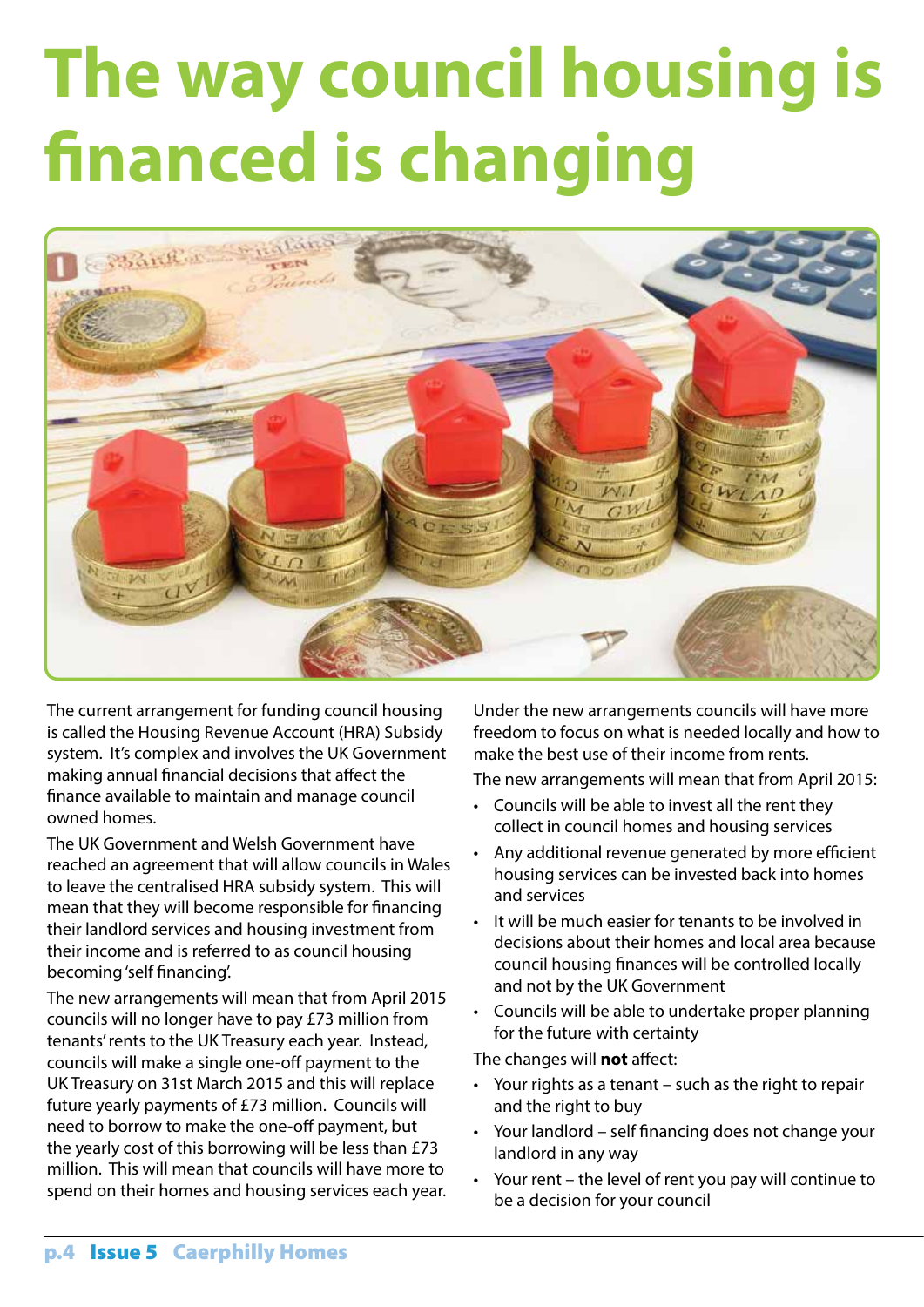# The way council housing is financed is changing

The current arrangement for funding council housing is called the Housing Revenue Account (HRA) Subsidy system. It's complex and involves the UK Government making annual financial decisions that affect the finance available to maintain and manage council owned homes.

The UK Government and Welsh Government have reached an agreement that will allow councils in Wales to leave the centralised HRA subsidy system. This will mean that they will become responsible for financing their landlord services and housing investment from their income and is referred to as council housing becoming 'self financing'.

The new arrangements will mean that from April 2015 councils will no longer have to pay £73 million from tenants' rents to the UK Treasury each year. Instead, councils will make a single one-off payment to the UK Treasury on 31st March 2015 and this will replace future yearly payments of £73 million. Councils will need to borrow to make the one-off payment, but the yearly cost of this borrowing will be less than £73 million. This will mean that councils will have more to spend on their homes and housing services each year.

Under the new arrangements councils will have more freedom to focus on what is needed locally and how to make the best use of their income from rents.

The new arrangements will mean that from April 2015:

- Councils will be able to invest all the rent they collect in council homes and housing services
- Any additional revenue generated by more efficient housing services can be invested back into homes and services
- It will be much easier for tenants to be involved in decisions about their homes and local area because council housing finances will be controlled locally and not by the UK Government
- Councils will be able to undertake proper planning for the future with certainty

The changes will **not** affect:

- Your rights as a tenant – such as the right to repair and the right to buy
- Your landlord – self financing does not change your landlord in any way
- Your rent – the level of rent you pay will continue to be a decision for your council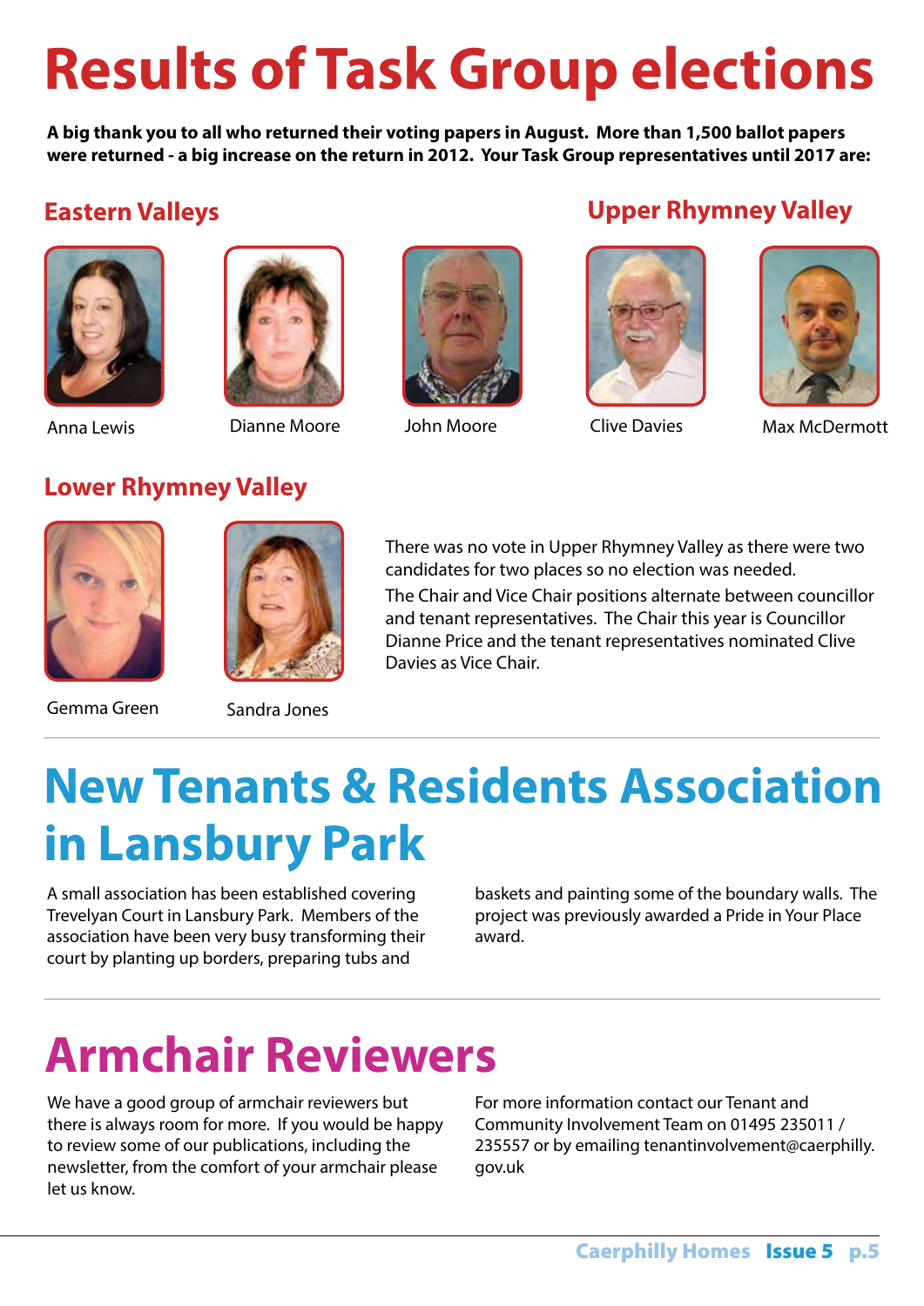# Results of Task Group elections

**A big thank you to all who returned their voting papers in August. More than 1,500 ballot papers were returned - a big increase on the return in 2012. Your Task Group representatives until 2017 are:**

## Eastern Valleys

Anna Lewis

Dianne Moore

John Moore

## Upper Rhymney Valley

Clive Davies

Max McDermott

## Lower Rhymney Valley

Gemma Green

Sandra Jones

There was no vote in Upper Rhymney Valley as there were two candidates for two places so no election was needed.

The Chair and Vice Chair positions alternate between councillor and tenant representatives. The Chair this year is Councillor Dianne Price and the tenant representatives nominated Clive Davies as Vice Chair.

# New Tenants & Residents Association in Lansbury Park

A small association has been established covering Trevelyan Court in Lansbury Park. Members of the association have been very busy transforming their court by planting up borders, preparing tubs and baskets and painting some of the boundary walls. The project was previously awarded a Pride in Your Place award.

# Armchair Reviewers

We have a good group of armchair reviewers but there is always room for more. If you would be happy to review some of our publications, including the newsletter, from the comfort of your armchair please let us know.

For more information contact our Tenant and Community Involvement Team on 01495 235011 / 235557 or by emailing tenantinvolvement@caerphilly.gov.uk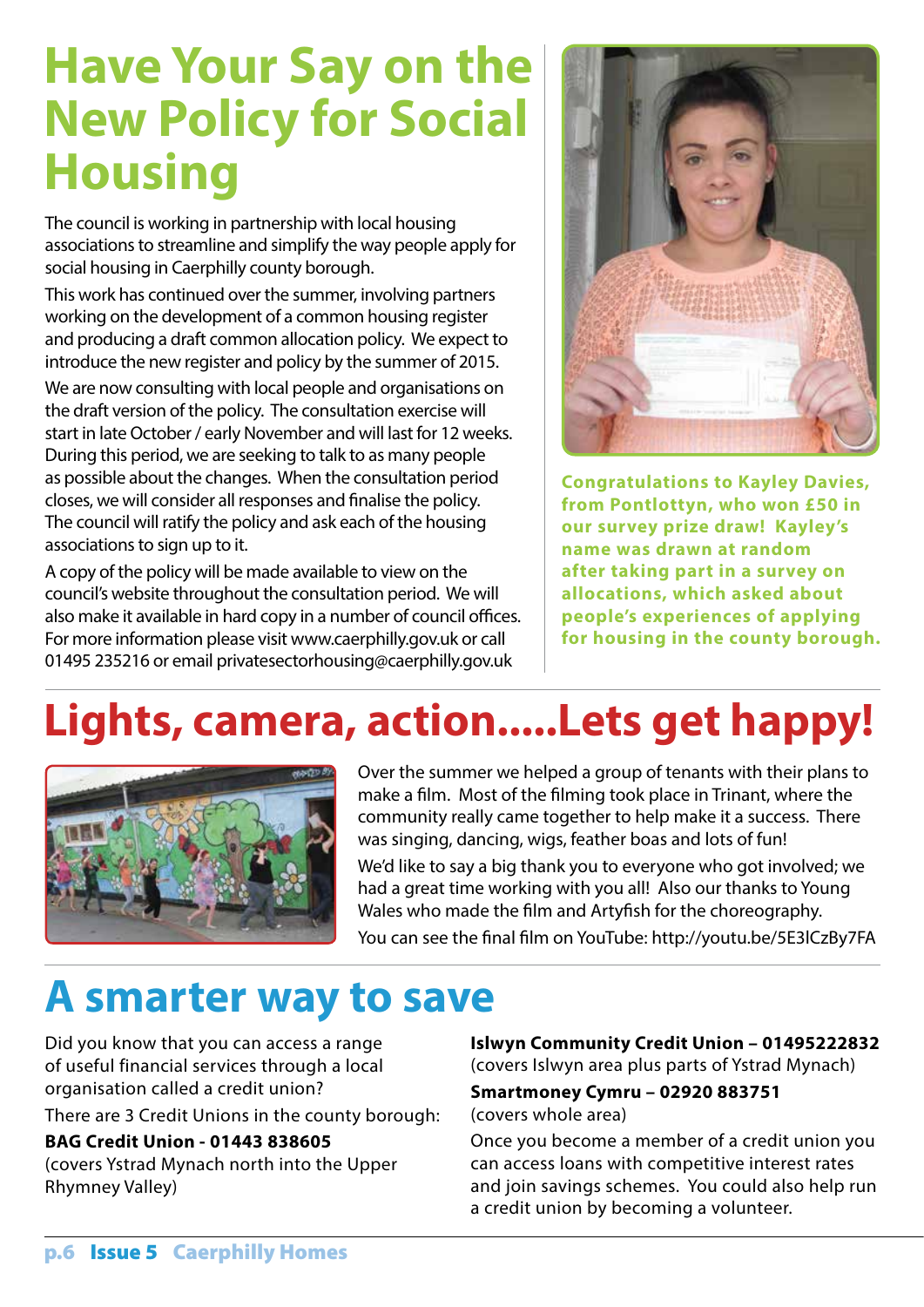# Have Your Say on the New Policy for Social Housing

The council is working in partnership with local housing associations to streamline and simplify the way people apply for social housing in Caerphilly county borough.

This work has continued over the summer, involving partners working on the development of a common housing register and producing a draft common allocation policy. We expect to introduce the new register and policy by the summer of 2015.

We are now consulting with local people and organisations on the draft version of the policy. The consultation exercise will start in late October / early November and will last for 12 weeks. During this period, we are seeking to talk to as many people as possible about the changes. When the consultation period closes, we will consider all responses and finalise the policy. The council will ratify the policy and ask each of the housing associations to sign up to it.

A copy of the policy will be made available to view on the council's website throughout the consultation period. We will also make it available in hard copy in a number of council offices. For more information please visit www.caerphilly.gov.uk or call 01495 235216 or email privatesectorhousing@caerphilly.gov.uk

**Congratulations to Kayley Davies, from Pontlottyn, who won £50 in our survey prize draw! Kayley's name was drawn at random after taking part in a survey on allocations, which asked about people's experiences of applying for housing in the county borough.**

# Lights, camera, action.....Lets get happy!

Over the summer we helped a group of tenants with their plans to make a film. Most of the filming took place in Trinant, where the community really came together to help make it a success. There was singing, dancing, wigs, feather boas and lots of fun!

We'd like to say a big thank you to everyone who got involved; we had a great time working with you all! Also our thanks to Young Wales who made the film and Artyfish for the choreography.

You can see the final film on YouTube: http://youtu.be/5E3lCzBy7FA

# A smarter way to save

Did you know that you can access a range of useful financial services through a local organisation called a credit union?

There are 3 Credit Unions in the county borough:

**BAG Credit Union - 01443 838605**
(covers Ystrad Mynach north into the Upper Rhymney Valley)

**Islwyn Community Credit Union – 01495222832**
(covers Islwyn area plus parts of Ystrad Mynach)

**Smartmoney Cymru – 02920 883751**
(covers whole area)

Once you become a member of a credit union you can access loans with competitive interest rates and join savings schemes. You could also help run a credit union by becoming a volunteer.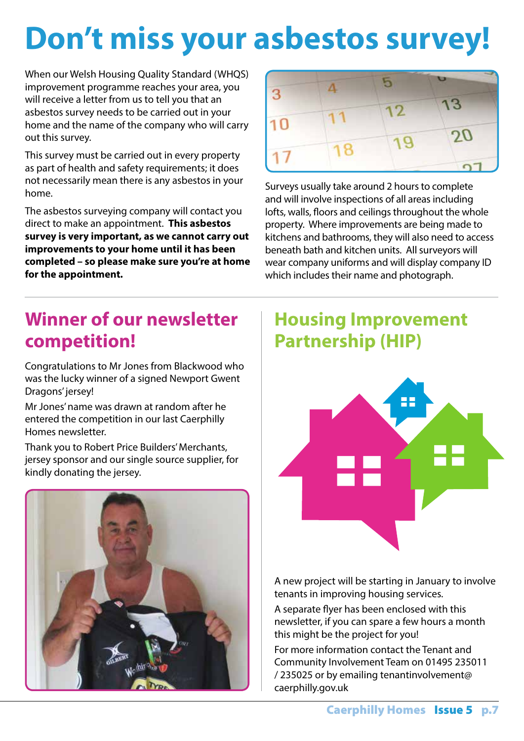# Don't miss your asbestos survey!

When our Welsh Housing Quality Standard (WHQS) improvement programme reaches your area, you will receive a letter from us to tell you that an asbestos survey needs to be carried out in your home and the name of the company who will carry out this survey.

This survey must be carried out in every property as part of health and safety requirements; it does not necessarily mean there is any asbestos in your home.

The asbestos surveying company will contact you direct to make an appointment. **This asbestos survey is very important, as we cannot carry out improvements to your home until it has been completed – so please make sure you're at home for the appointment.**

Surveys usually take around 2 hours to complete and will involve inspections of all areas including lofts, walls, floors and ceilings throughout the whole property. Where improvements are being made to kitchens and bathrooms, they will also need to access beneath bath and kitchen units. All surveyors will wear company uniforms and will display company ID which includes their name and photograph.

## Winner of our newsletter competition!

Congratulations to Mr Jones from Blackwood who was the lucky winner of a signed Newport Gwent Dragons' jersey!

Mr Jones' name was drawn at random after he entered the competition in our last Caerphilly Homes newsletter.

Thank you to Robert Price Builders' Merchants, jersey sponsor and our single source supplier, for kindly donating the jersey.

## Housing Improvement Partnership (HIP)

A new project will be starting in January to involve tenants in improving housing services.

A separate flyer has been enclosed with this newsletter, if you can spare a few hours a month this might be the project for you!

For more information contact the Tenant and Community Involvement Team on 01495 235011 / 235025 or by emailing tenantinvolvement@caerphilly.gov.uk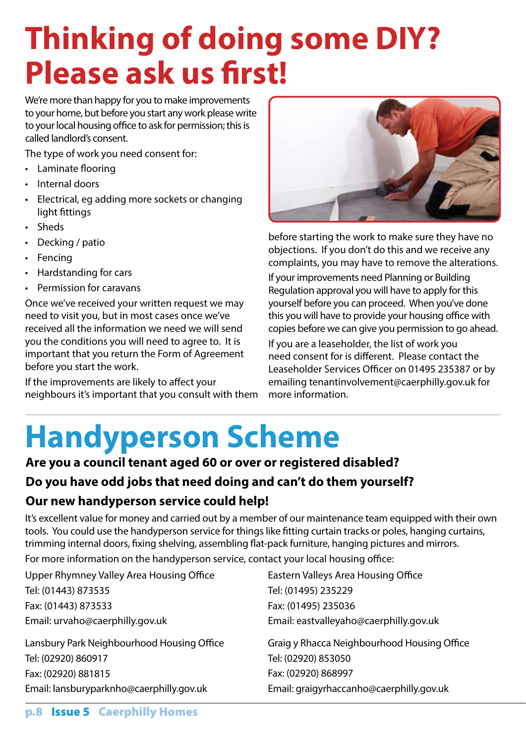# Thinking of doing some DIY? Please ask us first!

We're more than happy for you to make improvements to your home, but before you start any work please write to your local housing office to ask for permission; this is called landlord's consent.

The type of work you need consent for:

- Laminate flooring
- Internal doors
- Electrical, eg adding more sockets or changing light fittings
- Sheds
- Decking / patio
- Fencing
- Hardstanding for cars
- Permission for caravans

Once we've received your written request we may need to visit you, but in most cases once we've received all the information we need we will send you the conditions you will need to agree to. It is important that you return the Form of Agreement before you start the work.

If the improvements are likely to affect your neighbours it's important that you consult with them before starting the work to make sure they have no objections. If you don't do this and we receive any complaints, you may have to remove the alterations.

If your improvements need Planning or Building Regulation approval you will have to apply for this yourself before you can proceed. When you've done this you will have to provide your housing office with copies before we can give you permission to go ahead.

If you are a leaseholder, the list of work you need consent for is different. Please contact the Leaseholder Services Officer on 01495 235387 or by emailing tenantinvolvement@caerphilly.gov.uk for more information.

# Handyperson Scheme

**Are you a council tenant aged 60 or over or registered disabled?**

**Do you have odd jobs that need doing and can't do them yourself?**

**Our new handyperson service could help!**

It's excellent value for money and carried out by a member of our maintenance team equipped with their own tools. You could use the handyperson service for things like fitting curtain tracks or poles, hanging curtains, trimming internal doors, fixing shelving, assembling flat-pack furniture, hanging pictures and mirrors.

For more information on the handyperson service, contact your local housing office:

Upper Rhymney Valley Area Housing Office
Tel: (01443) 873535
Fax: (01443) 873533
Email: urvaho@caerphilly.gov.uk

Lansbury Park Neighbourhood Housing Office
Tel: (02920) 860917
Fax: (02920) 881815
Email: lansburyparknho@caerphilly.gov.uk

Eastern Valleys Area Housing Office
Tel: (01495) 235229
Fax: (01495) 235036
Email: eastvalleyaho@caerphilly.gov.uk

Graig y Rhacca Neighbourhood Housing Office
Tel: (02920) 853050
Fax: (02920) 868997
Email: graigyrhaccanho@caerphilly.gov.uk